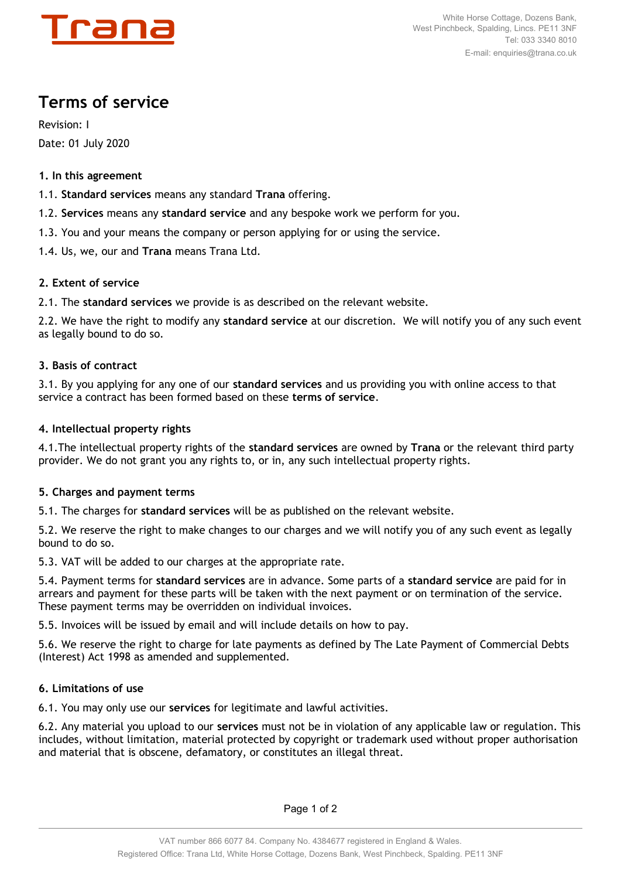**Trana**

White Horse Cottage, Dozens Bank,
West Pinchbeck, Spalding, Lincs. PE11 3NF
Tel: 033 3340 8010
E-mail: enquiries@trana.co.uk

# Terms of service

Revision: I

Date: 01 July 2020

### 1. In this agreement

1.1. **Standard services** means any standard **Trana** offering.

1.2. **Services** means any **standard service** and any bespoke work we perform for you.

1.3. You and your means the company or person applying for or using the service.

1.4. Us, we, our and **Trana** means Trana Ltd.

### 2. Extent of service

2.1. The **standard services** we provide is as described on the relevant website.

2.2. We have the right to modify any **standard service** at our discretion. We will notify you of any such event as legally bound to do so.

### 3. Basis of contract

3.1. By you applying for any one of our **standard services** and us providing you with online access to that service a contract has been formed based on these **terms of service**.

### 4. Intellectual property rights

4.1.The intellectual property rights of the **standard services** are owned by **Trana** or the relevant third party provider. We do not grant you any rights to, or in, any such intellectual property rights.

### 5. Charges and payment terms

5.1. The charges for **standard services** will be as published on the relevant website.

5.2. We reserve the right to make changes to our charges and we will notify you of any such event as legally bound to do so.

5.3. VAT will be added to our charges at the appropriate rate.

5.4. Payment terms for **standard services** are in advance. Some parts of a **standard service** are paid for in arrears and payment for these parts will be taken with the next payment or on termination of the service. These payment terms may be overridden on individual invoices.

5.5. Invoices will be issued by email and will include details on how to pay.

5.6. We reserve the right to charge for late payments as defined by The Late Payment of Commercial Debts (Interest) Act 1998 as amended and supplemented.

### 6. Limitations of use

6.1. You may only use our **services** for legitimate and lawful activities.

6.2. Any material you upload to our **services** must not be in violation of any applicable law or regulation. This includes, without limitation, material protected by copyright or trademark used without proper authorisation and material that is obscene, defamatory, or constitutes an illegal threat.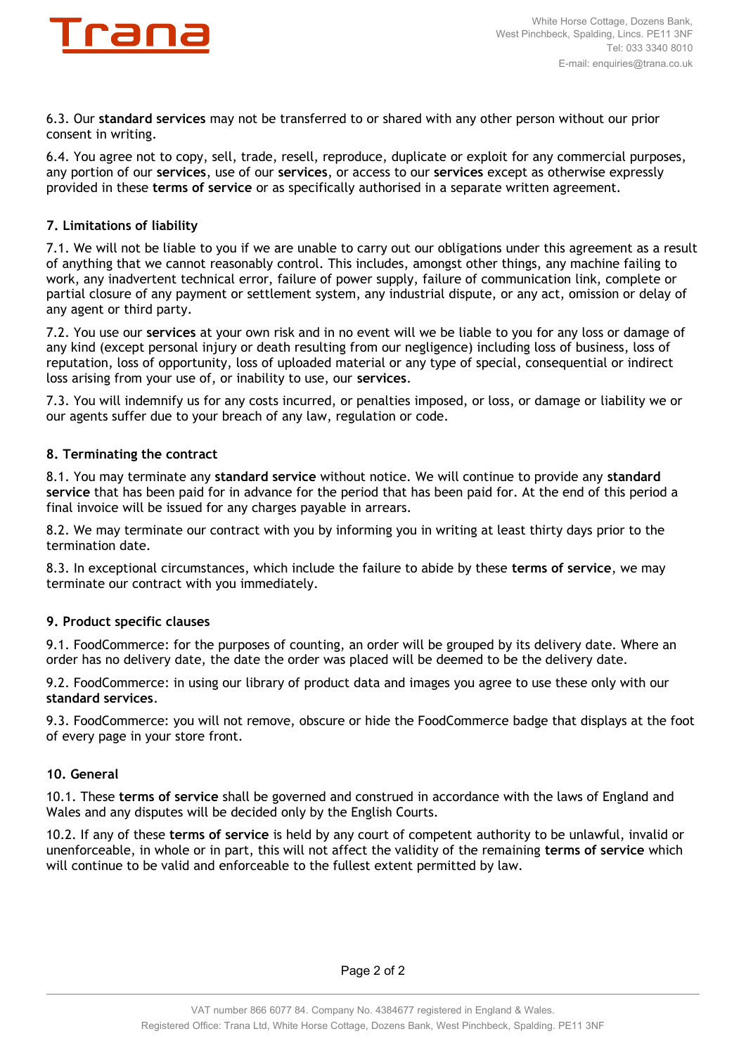6.3. Our **standard services** may not be transferred to or shared with any other person without our prior consent in writing.

6.4. You agree not to copy, sell, trade, resell, reproduce, duplicate or exploit for any commercial purposes, any portion of our **services**, use of our **services**, or access to our **services** except as otherwise expressly provided in these **terms of service** or as specifically authorised in a separate written agreement.

### 7. Limitations of liability

7.1. We will not be liable to you if we are unable to carry out our obligations under this agreement as a result of anything that we cannot reasonably control. This includes, amongst other things, any machine failing to work, any inadvertent technical error, failure of power supply, failure of communication link, complete or partial closure of any payment or settlement system, any industrial dispute, or any act, omission or delay of any agent or third party.

7.2. You use our **services** at your own risk and in no event will we be liable to you for any loss or damage of any kind (except personal injury or death resulting from our negligence) including loss of business, loss of reputation, loss of opportunity, loss of uploaded material or any type of special, consequential or indirect loss arising from your use of, or inability to use, our **services**.

7.3. You will indemnify us for any costs incurred, or penalties imposed, or loss, or damage or liability we or our agents suffer due to your breach of any law, regulation or code.

### 8. Terminating the contract

8.1. You may terminate any **standard service** without notice. We will continue to provide any **standard service** that has been paid for in advance for the period that has been paid for. At the end of this period a final invoice will be issued for any charges payable in arrears.

8.2. We may terminate our contract with you by informing you in writing at least thirty days prior to the termination date.

8.3. In exceptional circumstances, which include the failure to abide by these **terms of service**, we may terminate our contract with you immediately.

### 9. Product specific clauses

9.1. FoodCommerce: for the purposes of counting, an order will be grouped by its delivery date. Where an order has no delivery date, the date the order was placed will be deemed to be the delivery date.

9.2. FoodCommerce: in using our library of product data and images you agree to use these only with our **standard services**.

9.3. FoodCommerce: you will not remove, obscure or hide the FoodCommerce badge that displays at the foot of every page in your store front.

### 10. General

10.1. These **terms of service** shall be governed and construed in accordance with the laws of England and Wales and any disputes will be decided only by the English Courts.

10.2. If any of these **terms of service** is held by any court of competent authority to be unlawful, invalid or unenforceable, in whole or in part, this will not affect the validity of the remaining **terms of service** which will continue to be valid and enforceable to the fullest extent permitted by law.